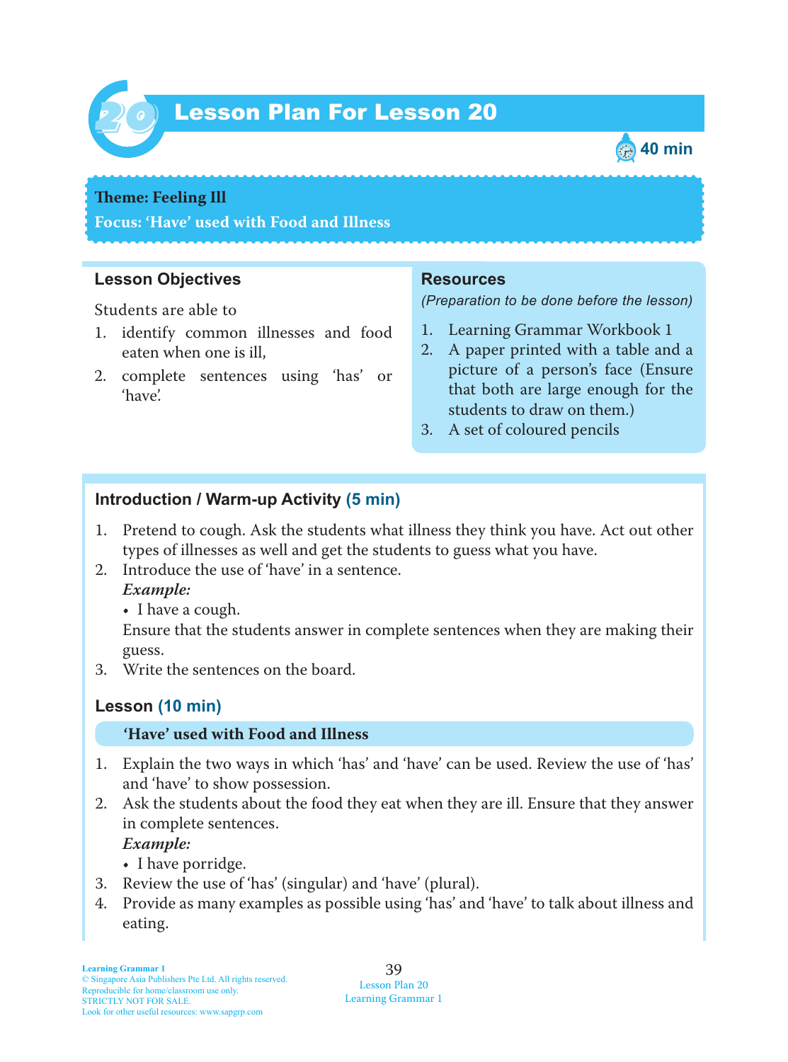# Lesson Plan For Lesson 20

40 min

**Theme: Feeling Ill**

**Focus: 'Have' used with Food and Illness**

## Lesson Objectives

Students are able to

1. identify common illnesses and food eaten when one is ill,
2. complete sentences using 'has' or 'have'.

## Resources

*(Preparation to be done before the lesson)*

1. Learning Grammar Workbook 1
2. A paper printed with a table and a picture of a person's face (Ensure that both are large enough for the students to draw on them.)
3. A set of coloured pencils

## Introduction / Warm-up Activity (5 min)

1. Pretend to cough. Ask the students what illness they think you have. Act out other types of illnesses as well and get the students to guess what you have.
2. Introduce the use of 'have' in a sentence.
   ***Example:***
   - I have a cough.

   Ensure that the students answer in complete sentences when they are making their guess.
3. Write the sentences on the board.

## Lesson (10 min)

### 'Have' used with Food and Illness

1. Explain the two ways in which 'has' and 'have' can be used. Review the use of 'has' and 'have' to show possession.
2. Ask the students about the food they eat when they are ill. Ensure that they answer in complete sentences.
   ***Example:***
   - I have porridge.
3. Review the use of 'has' (singular) and 'have' (plural).
4. Provide as many examples as possible using 'has' and 'have' to talk about illness and eating.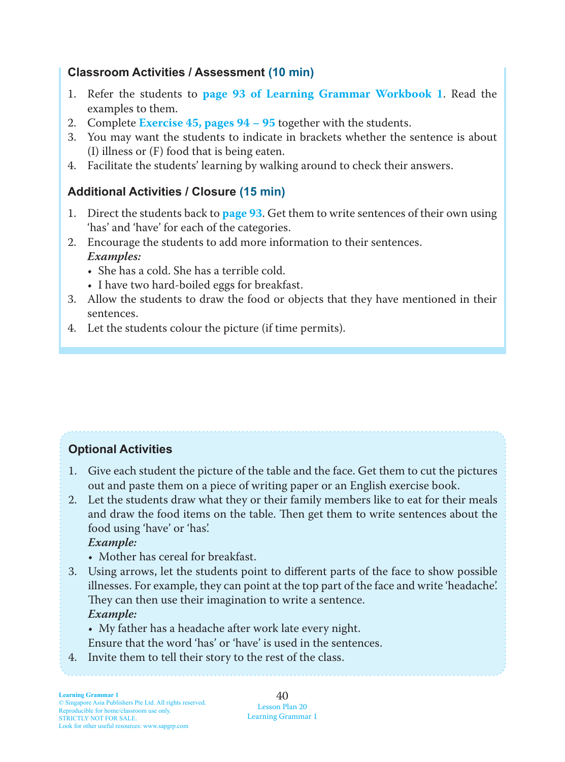### Classroom Activities / Assessment (10 min)

1. Refer the students to **page 93 of Learning Grammar Workbook 1**. Read the examples to them.
2. Complete **Exercise 45, pages 94 – 95** together with the students.
3. You may want the students to indicate in brackets whether the sentence is about (I) illness or (F) food that is being eaten.
4. Facilitate the students' learning by walking around to check their answers.

### Additional Activities / Closure (15 min)

1. Direct the students back to **page 93**. Get them to write sentences of their own using 'has' and 'have' for each of the categories.
2. Encourage the students to add more information to their sentences.
   ***Examples:***
   - She has a cold. She has a terrible cold.
   - I have two hard-boiled eggs for breakfast.
3. Allow the students to draw the food or objects that they have mentioned in their sentences.
4. Let the students colour the picture (if time permits).

### Optional Activities

1. Give each student the picture of the table and the face. Get them to cut the pictures out and paste them on a piece of writing paper or an English exercise book.
2. Let the students draw what they or their family members like to eat for their meals and draw the food items on the table. Then get them to write sentences about the food using 'have' or 'has'.
   ***Example:***
   - Mother has cereal for breakfast.
3. Using arrows, let the students point to different parts of the face to show possible illnesses. For example, they can point at the top part of the face and write 'headache'. They can then use their imagination to write a sentence.
   ***Example:***
   - My father has a headache after work late every night.

   Ensure that the word 'has' or 'have' is used in the sentences.
4. Invite them to tell their story to the rest of the class.